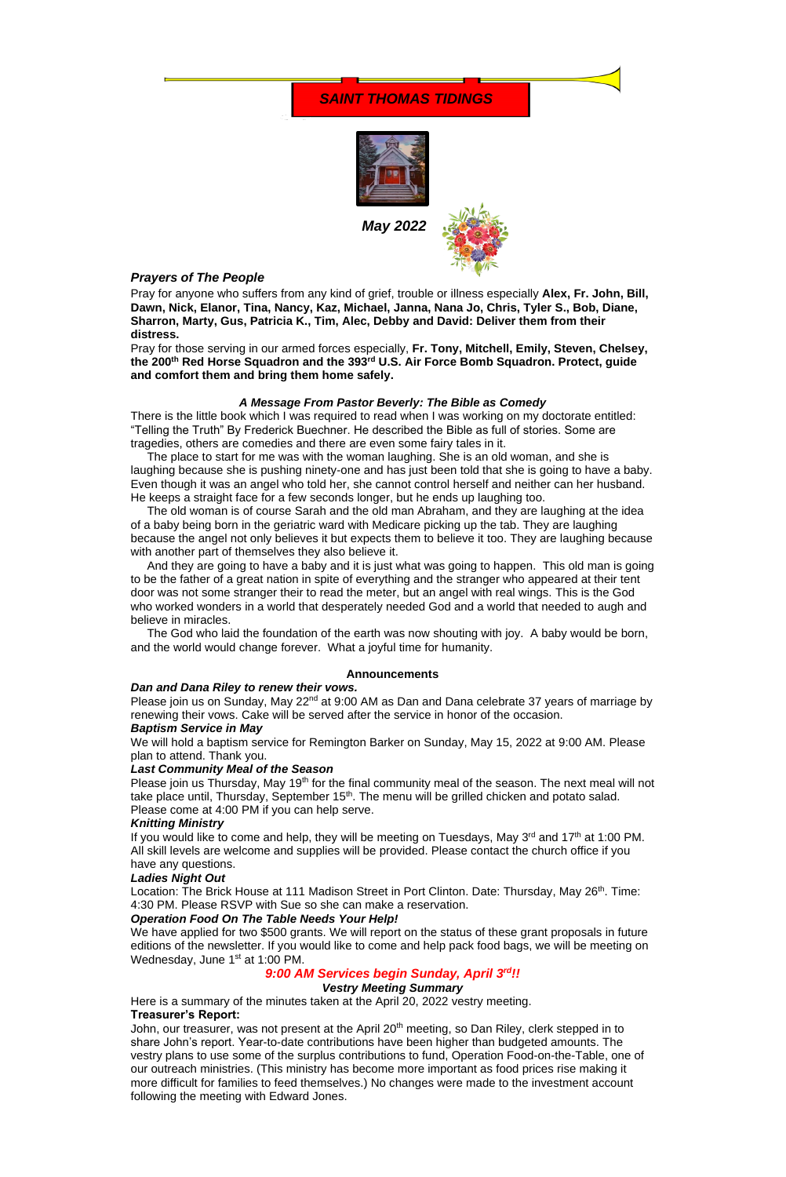# SAINT THOMAS TIDINGS

***May 2022***

***Prayers of The People***

Pray for anyone who suffers from any kind of grief, trouble or illness especially **Alex, Fr. John, Bill, Dawn, Nick, Elanor, Tina, Nancy, Kaz, Michael, Janna, Nana Jo, Chris, Tyler S., Bob, Diane, Sharron, Marty, Gus, Patricia K., Tim, Alec, Debby and David: Deliver them from their distress.**

Pray for those serving in our armed forces especially, **Fr. Tony, Mitchell, Emily, Steven, Chelsey, the 200th Red Horse Squadron and the 393rd U.S. Air Force Bomb Squadron. Protect, guide and comfort them and bring them home safely.**

***A Message From Pastor Beverly: The Bible as Comedy***

There is the little book which I was required to read when I was working on my doctorate entitled: "Telling the Truth" By Frederick Buechner. He described the Bible as full of stories. Some are tragedies, others are comedies and there are even some fairy tales in it.

The place to start for me was with the woman laughing. She is an old woman, and she is laughing because she is pushing ninety-one and has just been told that she is going to have a baby. Even though it was an angel who told her, she cannot control herself and neither can her husband. He keeps a straight face for a few seconds longer, but he ends up laughing too.

The old woman is of course Sarah and the old man Abraham, and they are laughing at the idea of a baby being born in the geriatric ward with Medicare picking up the tab. They are laughing because the angel not only believes it but expects them to believe it too. They are laughing because with another part of themselves they also believe it.

And they are going to have a baby and it is just what was going to happen. This old man is going to be the father of a great nation in spite of everything and the stranger who appeared at their tent door was not some stranger their to read the meter, but an angel with real wings. This is the God who worked wonders in a world that desperately needed God and a world that needed to augh and believe in miracles.

The God who laid the foundation of the earth was now shouting with joy. A baby would be born, and the world would change forever. What a joyful time for humanity.

**Announcements**

***Dan and Dana Riley to renew their vows.***

Please join us on Sunday, May 22nd at 9:00 AM as Dan and Dana celebrate 37 years of marriage by renewing their vows. Cake will be served after the service in honor of the occasion.

***Baptism Service in May***

We will hold a baptism service for Remington Barker on Sunday, May 15, 2022 at 9:00 AM. Please plan to attend. Thank you.

***Last Community Meal of the Season***

Please join us Thursday, May 19th for the final community meal of the season. The next meal will not take place until, Thursday, September 15th. The menu will be grilled chicken and potato salad. Please come at 4:00 PM if you can help serve.

***Knitting Ministry***

If you would like to come and help, they will be meeting on Tuesdays, May 3rd and 17th at 1:00 PM. All skill levels are welcome and supplies will be provided. Please contact the church office if you have any questions.

***Ladies Night Out***

Location: The Brick House at 111 Madison Street in Port Clinton. Date: Thursday, May 26th. Time: 4:30 PM. Please RSVP with Sue so she can make a reservation.

***Operation Food On The Table Needs Your Help!***

We have applied for two $500 grants. We will report on the status of these grant proposals in future editions of the newsletter. If you would like to come and help pack food bags, we will be meeting on Wednesday, June 1st at 1:00 PM.

***9:00 AM Services begin Sunday, April 3rd!!***

***Vestry Meeting Summary***

Here is a summary of the minutes taken at the April 20, 2022 vestry meeting.

**Treasurer's Report:**

John, our treasurer, was not present at the April 20th meeting, so Dan Riley, clerk stepped in to share John's report. Year-to-date contributions have been higher than budgeted amounts. The vestry plans to use some of the surplus contributions to fund, Operation Food-on-the-Table, one of our outreach ministries. (This ministry has become more important as food prices rise making it more difficult for families to feed themselves.) No changes were made to the investment account following the meeting with Edward Jones.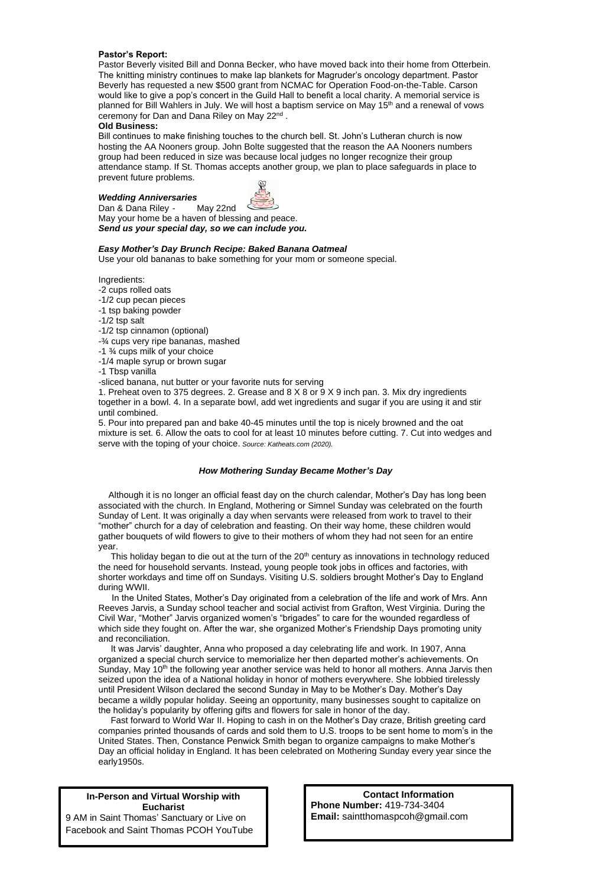**Pastor's Report:**

Pastor Beverly visited Bill and Donna Becker, who have moved back into their home from Otterbein. The knitting ministry continues to make lap blankets for Magruder's oncology department. Pastor Beverly has requested a new $500 grant from NCMAC for Operation Food-on-the-Table. Carson would like to give a pop's concert in the Guild Hall to benefit a local charity. A memorial service is planned for Bill Wahlers in July. We will host a baptism service on May 15th and a renewal of vows ceremony for Dan and Dana Riley on May 22nd .

**Old Business:**

Bill continues to make finishing touches to the church bell. St. John's Lutheran church is now hosting the AA Nooners group. John Bolte suggested that the reason the AA Nooners numbers group had been reduced in size was because local judges no longer recognize their group attendance stamp. If St. Thomas accepts another group, we plan to place safeguards in place to prevent future problems.

***Wedding Anniversaries***

Dan & Dana Riley - May 22nd

May your home be a haven of blessing and peace.

***Send us your special day, so we can include you.***

***Easy Mother's Day Brunch Recipe: Baked Banana Oatmeal***

Use your old bananas to bake something for your mom or someone special.

Ingredients:

-2 cups rolled oats
-1/2 cup pecan pieces
-1 tsp baking powder
-1/2 tsp salt
-1/2 tsp cinnamon (optional)
-¾ cups very ripe bananas, mashed
-1 ¾ cups milk of your choice
-1/4 maple syrup or brown sugar
-1 Tbsp vanilla
-sliced banana, nut butter or your favorite nuts for serving

1. Preheat oven to 375 degrees. 2. Grease and 8 X 8 or 9 X 9 inch pan. 3. Mix dry ingredients together in a bowl. 4. In a separate bowl, add wet ingredients and sugar if you are using it and stir until combined.

5. Pour into prepared pan and bake 40-45 minutes until the top is nicely browned and the oat mixture is set. 6. Allow the oats to cool for at least 10 minutes before cutting. 7. Cut into wedges and serve with the toping of your choice. *Source: Katheats.com (2020).*

***How Mothering Sunday Became Mother's Day***

Although it is no longer an official feast day on the church calendar, Mother's Day has long been associated with the church. In England, Mothering or Simnel Sunday was celebrated on the fourth Sunday of Lent. It was originally a day when servants were released from work to travel to their "mother" church for a day of celebration and feasting. On their way home, these children would gather bouquets of wild flowers to give to their mothers of whom they had not seen for an entire year.

This holiday began to die out at the turn of the 20th century as innovations in technology reduced the need for household servants. Instead, young people took jobs in offices and factories, with shorter workdays and time off on Sundays. Visiting U.S. soldiers brought Mother's Day to England during WWII.

In the United States, Mother's Day originated from a celebration of the life and work of Mrs. Ann Reeves Jarvis, a Sunday school teacher and social activist from Grafton, West Virginia. During the Civil War, "Mother" Jarvis organized women's "brigades" to care for the wounded regardless of which side they fought on. After the war, she organized Mother's Friendship Days promoting unity and reconciliation.

It was Jarvis' daughter, Anna who proposed a day celebrating life and work. In 1907, Anna organized a special church service to memorialize her then departed mother's achievements. On Sunday, May 10th the following year another service was held to honor all mothers. Anna Jarvis then seized upon the idea of a National holiday in honor of mothers everywhere. She lobbied tirelessly until President Wilson declared the second Sunday in May to be Mother's Day. Mother's Day became a wildly popular holiday. Seeing an opportunity, many businesses sought to capitalize on the holiday's popularity by offering gifts and flowers for sale in honor of the day.

Fast forward to World War II. Hoping to cash in on the Mother's Day craze, British greeting card companies printed thousands of cards and sold them to U.S. troops to be sent home to mom's in the United States. Then, Constance Penwick Smith began to organize campaigns to make Mother's Day an official holiday in England. It has been celebrated on Mothering Sunday every year since the early1950s.

**In-Person and Virtual Worship with Eucharist**

9 AM in Saint Thomas' Sanctuary or Live on Facebook and Saint Thomas PCOH YouTube

**Contact Information**

**Phone Number:** 419-734-3404

**Email:** saintthomaspcoh@gmail.com